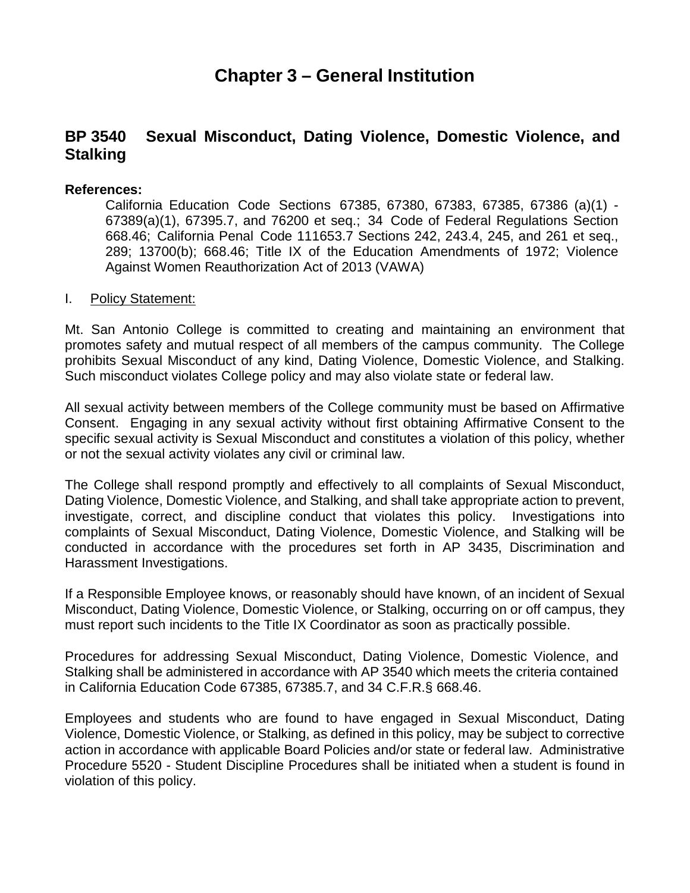# Chapter 3 – General Institution

## BP 3540 Sexual Misconduct, Dating Violence, Domestic Violence, and Stalking

**References:**

California Education Code Sections 67385, 67380, 67383, 67385, 67386 (a)(1) - 67389(a)(1), 67395.7, and 76200 et seq.; 34 Code of Federal Regulations Section 668.46; California Penal Code 111653.7 Sections 242, 243.4, 245, and 261 et seq., 289; 13700(b); 668.46; Title IX of the Education Amendments of 1972; Violence Against Women Reauthorization Act of 2013 (VAWA)

I. Policy Statement:

Mt. San Antonio College is committed to creating and maintaining an environment that promotes safety and mutual respect of all members of the campus community. The College prohibits Sexual Misconduct of any kind, Dating Violence, Domestic Violence, and Stalking. Such misconduct violates College policy and may also violate state or federal law.

All sexual activity between members of the College community must be based on Affirmative Consent. Engaging in any sexual activity without first obtaining Affirmative Consent to the specific sexual activity is Sexual Misconduct and constitutes a violation of this policy, whether or not the sexual activity violates any civil or criminal law.

The College shall respond promptly and effectively to all complaints of Sexual Misconduct, Dating Violence, Domestic Violence, and Stalking, and shall take appropriate action to prevent, investigate, correct, and discipline conduct that violates this policy. Investigations into complaints of Sexual Misconduct, Dating Violence, Domestic Violence, and Stalking will be conducted in accordance with the procedures set forth in AP 3435, Discrimination and Harassment Investigations.

If a Responsible Employee knows, or reasonably should have known, of an incident of Sexual Misconduct, Dating Violence, Domestic Violence, or Stalking, occurring on or off campus, they must report such incidents to the Title IX Coordinator as soon as practically possible.

Procedures for addressing Sexual Misconduct, Dating Violence, Domestic Violence, and Stalking shall be administered in accordance with AP 3540 which meets the criteria contained in California Education Code 67385, 67385.7, and 34 C.F.R.§ 668.46.

Employees and students who are found to have engaged in Sexual Misconduct, Dating Violence, Domestic Violence, or Stalking, as defined in this policy, may be subject to corrective action in accordance with applicable Board Policies and/or state or federal law. Administrative Procedure 5520 - Student Discipline Procedures shall be initiated when a student is found in violation of this policy.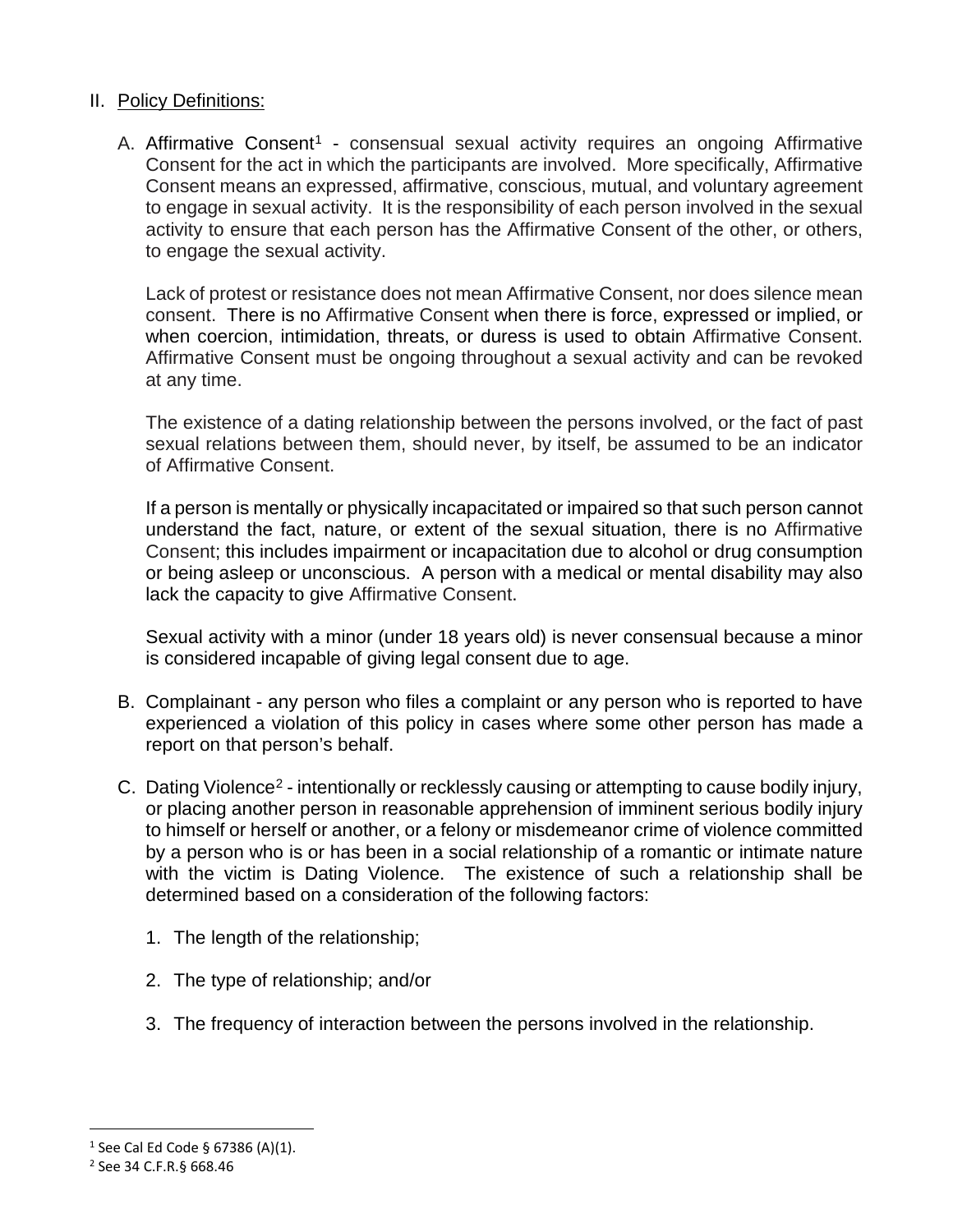## II. Policy Definitions:

A. Affirmative Consent[1] - consensual sexual activity requires an ongoing Affirmative Consent for the act in which the participants are involved. More specifically, Affirmative Consent means an expressed, affirmative, conscious, mutual, and voluntary agreement to engage in sexual activity. It is the responsibility of each person involved in the sexual activity to ensure that each person has the Affirmative Consent of the other, or others, to engage the sexual activity.

   Lack of protest or resistance does not mean Affirmative Consent, nor does silence mean consent. There is no Affirmative Consent when there is force, expressed or implied, or when coercion, intimidation, threats, or duress is used to obtain Affirmative Consent. Affirmative Consent must be ongoing throughout a sexual activity and can be revoked at any time.

   The existence of a dating relationship between the persons involved, or the fact of past sexual relations between them, should never, by itself, be assumed to be an indicator of Affirmative Consent.

   If a person is mentally or physically incapacitated or impaired so that such person cannot understand the fact, nature, or extent of the sexual situation, there is no Affirmative Consent; this includes impairment or incapacitation due to alcohol or drug consumption or being asleep or unconscious. A person with a medical or mental disability may also lack the capacity to give Affirmative Consent.

   Sexual activity with a minor (under 18 years old) is never consensual because a minor is considered incapable of giving legal consent due to age.

B. Complainant - any person who files a complaint or any person who is reported to have experienced a violation of this policy in cases where some other person has made a report on that person's behalf.

C. Dating Violence[2] - intentionally or recklessly causing or attempting to cause bodily injury, or placing another person in reasonable apprehension of imminent serious bodily injury to himself or herself or another, or a felony or misdemeanor crime of violence committed by a person who is or has been in a social relationship of a romantic or intimate nature with the victim is Dating Violence. The existence of such a relationship shall be determined based on a consideration of the following factors:

   1. The length of the relationship;

   2. The type of relationship; and/or

   3. The frequency of interaction between the persons involved in the relationship.

---

[1] See Cal Ed Code § 67386 (A)(1).

[2] See 34 C.F.R.§ 668.46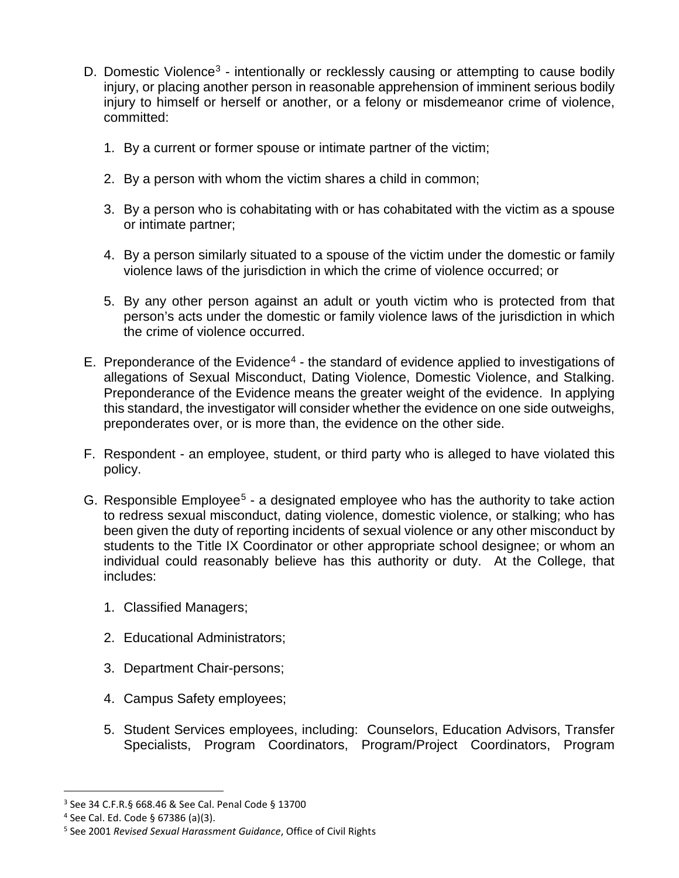D. Domestic Violence[3] - intentionally or recklessly causing or attempting to cause bodily injury, or placing another person in reasonable apprehension of imminent serious bodily injury to himself or herself or another, or a felony or misdemeanor crime of violence, committed:

   1. By a current or former spouse or intimate partner of the victim;

   2. By a person with whom the victim shares a child in common;

   3. By a person who is cohabitating with or has cohabitated with the victim as a spouse or intimate partner;

   4. By a person similarly situated to a spouse of the victim under the domestic or family violence laws of the jurisdiction in which the crime of violence occurred; or

   5. By any other person against an adult or youth victim who is protected from that person's acts under the domestic or family violence laws of the jurisdiction in which the crime of violence occurred.

E. Preponderance of the Evidence[4] - the standard of evidence applied to investigations of allegations of Sexual Misconduct, Dating Violence, Domestic Violence, and Stalking. Preponderance of the Evidence means the greater weight of the evidence. In applying this standard, the investigator will consider whether the evidence on one side outweighs, preponderates over, or is more than, the evidence on the other side.

F. Respondent - an employee, student, or third party who is alleged to have violated this policy.

G. Responsible Employee[5] - a designated employee who has the authority to take action to redress sexual misconduct, dating violence, domestic violence, or stalking; who has been given the duty of reporting incidents of sexual violence or any other misconduct by students to the Title IX Coordinator or other appropriate school designee; or whom an individual could reasonably believe has this authority or duty. At the College, that includes:

   1. Classified Managers;

   2. Educational Administrators;

   3. Department Chair-persons;

   4. Campus Safety employees;

   5. Student Services employees, including: Counselors, Education Advisors, Transfer Specialists, Program Coordinators, Program/Project Coordinators, Program

---

[3] See 34 C.F.R.§ 668.46 & See Cal. Penal Code § 13700

[4] See Cal. Ed. Code § 67386 (a)(3).

[5] See 2001 *Revised Sexual Harassment Guidance*, Office of Civil Rights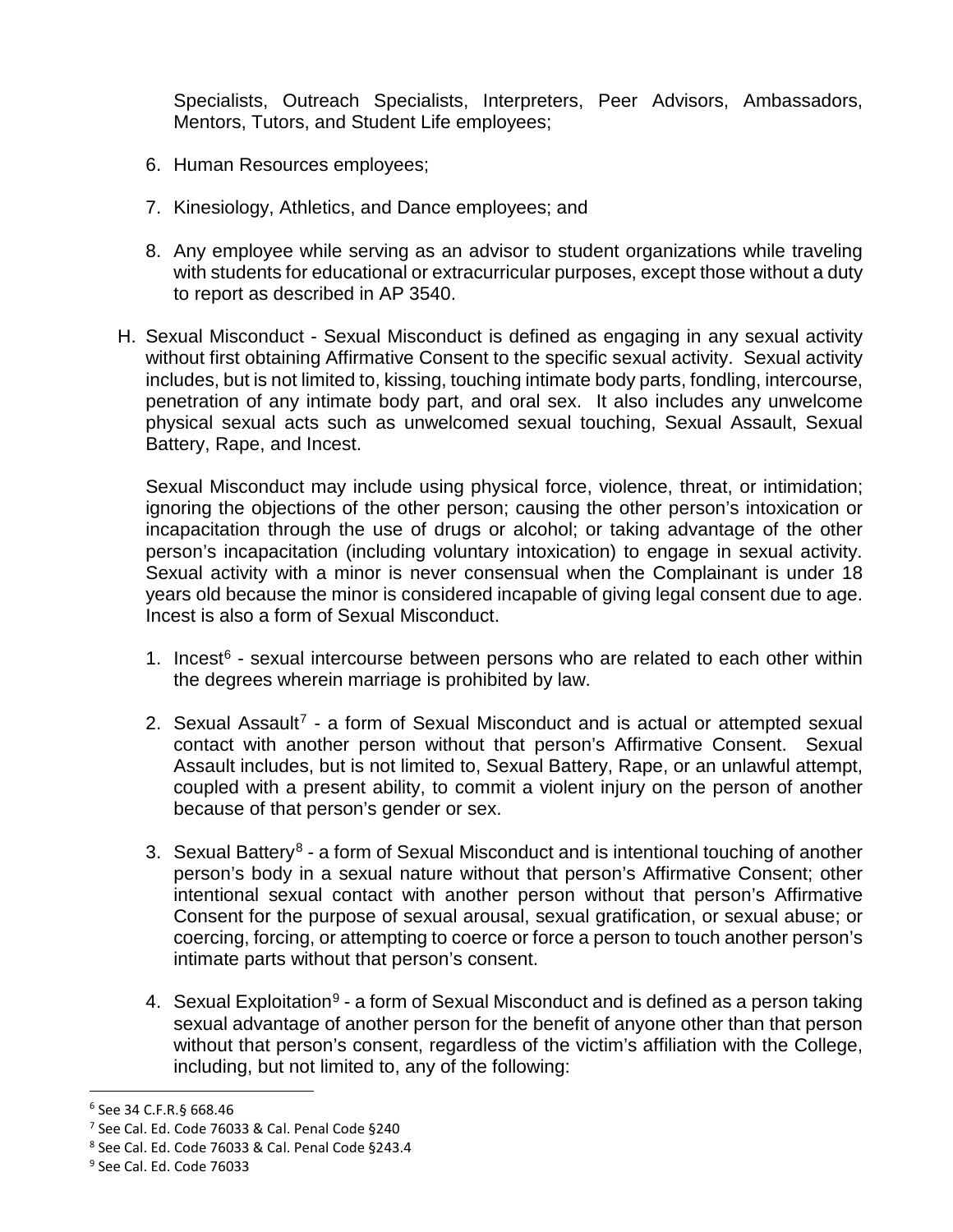Specialists, Outreach Specialists, Interpreters, Peer Advisors, Ambassadors, Mentors, Tutors, and Student Life employees;

6. Human Resources employees;

7. Kinesiology, Athletics, and Dance employees; and

8. Any employee while serving as an advisor to student organizations while traveling with students for educational or extracurricular purposes, except those without a duty to report as described in AP 3540.

H. Sexual Misconduct - Sexual Misconduct is defined as engaging in any sexual activity without first obtaining Affirmative Consent to the specific sexual activity. Sexual activity includes, but is not limited to, kissing, touching intimate body parts, fondling, intercourse, penetration of any intimate body part, and oral sex. It also includes any unwelcome physical sexual acts such as unwelcomed sexual touching, Sexual Assault, Sexual Battery, Rape, and Incest.

   Sexual Misconduct may include using physical force, violence, threat, or intimidation; ignoring the objections of the other person; causing the other person's intoxication or incapacitation through the use of drugs or alcohol; or taking advantage of the other person's incapacitation (including voluntary intoxication) to engage in sexual activity. Sexual activity with a minor is never consensual when the Complainant is under 18 years old because the minor is considered incapable of giving legal consent due to age. Incest is also a form of Sexual Misconduct.

   1. Incest[6] - sexual intercourse between persons who are related to each other within the degrees wherein marriage is prohibited by law.

   2. Sexual Assault[7] - a form of Sexual Misconduct and is actual or attempted sexual contact with another person without that person's Affirmative Consent. Sexual Assault includes, but is not limited to, Sexual Battery, Rape, or an unlawful attempt, coupled with a present ability, to commit a violent injury on the person of another because of that person's gender or sex.

   3. Sexual Battery[8] - a form of Sexual Misconduct and is intentional touching of another person's body in a sexual nature without that person's Affirmative Consent; other intentional sexual contact with another person without that person's Affirmative Consent for the purpose of sexual arousal, sexual gratification, or sexual abuse; or coercing, forcing, or attempting to coerce or force a person to touch another person's intimate parts without that person's consent.

   4. Sexual Exploitation[9] - a form of Sexual Misconduct and is defined as a person taking sexual advantage of another person for the benefit of anyone other than that person without that person's consent, regardless of the victim's affiliation with the College, including, but not limited to, any of the following:

---

[6] See 34 C.F.R.§ 668.46

[7] See Cal. Ed. Code 76033 & Cal. Penal Code §240

[8] See Cal. Ed. Code 76033 & Cal. Penal Code §243.4

[9] See Cal. Ed. Code 76033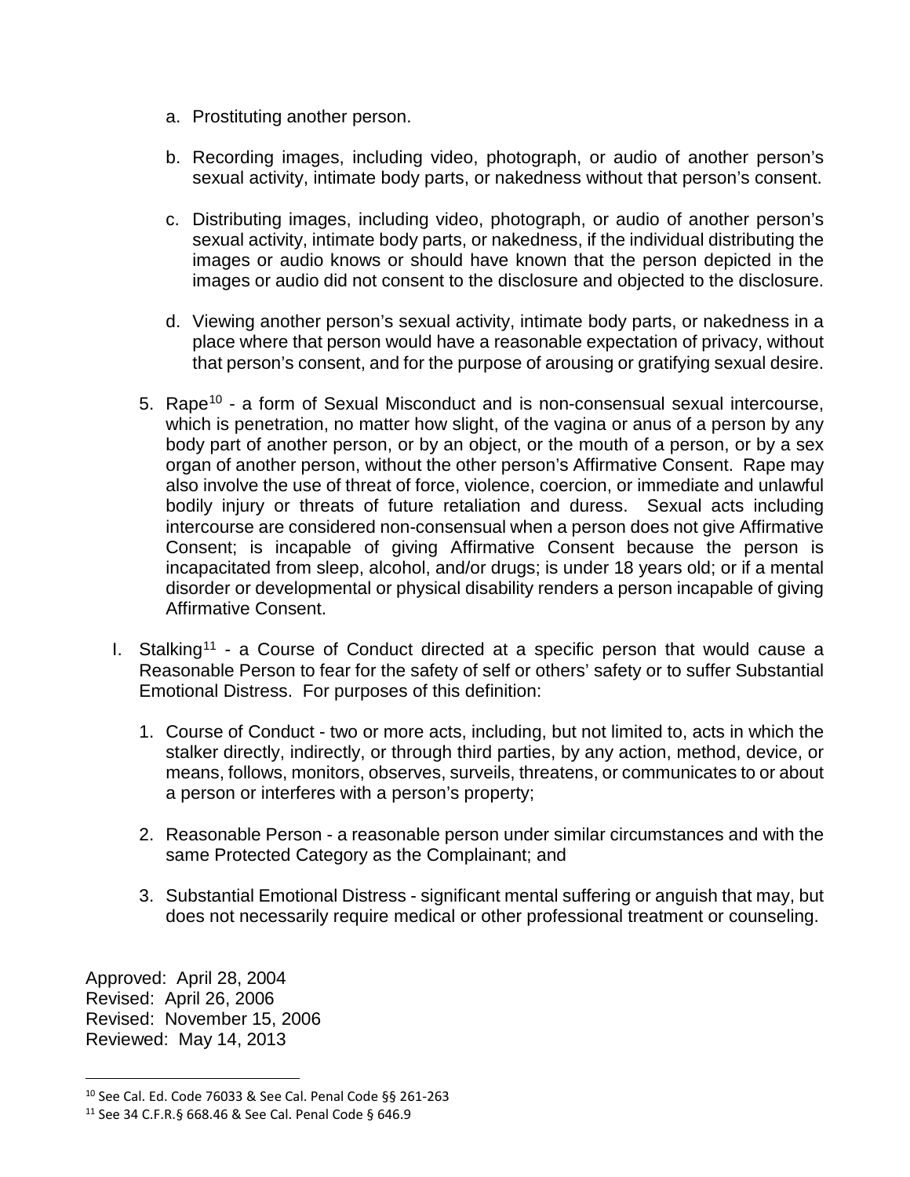a. Prostituting another person.

b. Recording images, including video, photograph, or audio of another person's sexual activity, intimate body parts, or nakedness without that person's consent.

c. Distributing images, including video, photograph, or audio of another person's sexual activity, intimate body parts, or nakedness, if the individual distributing the images or audio knows or should have known that the person depicted in the images or audio did not consent to the disclosure and objected to the disclosure.

d. Viewing another person's sexual activity, intimate body parts, or nakedness in a place where that person would have a reasonable expectation of privacy, without that person's consent, and for the purpose of arousing or gratifying sexual desire.

5. Rape[10] - a form of Sexual Misconduct and is non-consensual sexual intercourse, which is penetration, no matter how slight, of the vagina or anus of a person by any body part of another person, or by an object, or the mouth of a person, or by a sex organ of another person, without the other person's Affirmative Consent. Rape may also involve the use of threat of force, violence, coercion, or immediate and unlawful bodily injury or threats of future retaliation and duress. Sexual acts including intercourse are considered non-consensual when a person does not give Affirmative Consent; is incapable of giving Affirmative Consent because the person is incapacitated from sleep, alcohol, and/or drugs; is under 18 years old; or if a mental disorder or developmental or physical disability renders a person incapable of giving Affirmative Consent.

I. Stalking[11] - a Course of Conduct directed at a specific person that would cause a Reasonable Person to fear for the safety of self or others' safety or to suffer Substantial Emotional Distress. For purposes of this definition:

1. Course of Conduct - two or more acts, including, but not limited to, acts in which the stalker directly, indirectly, or through third parties, by any action, method, device, or means, follows, monitors, observes, surveils, threatens, or communicates to or about a person or interferes with a person's property;

2. Reasonable Person - a reasonable person under similar circumstances and with the same Protected Category as the Complainant; and

3. Substantial Emotional Distress - significant mental suffering or anguish that may, but does not necessarily require medical or other professional treatment or counseling.

Approved: April 28, 2004
Revised: April 26, 2006
Revised: November 15, 2006
Reviewed: May 14, 2013

[10] See Cal. Ed. Code 76033 & See Cal. Penal Code §§ 261-263

[11] See 34 C.F.R.§ 668.46 & See Cal. Penal Code § 646.9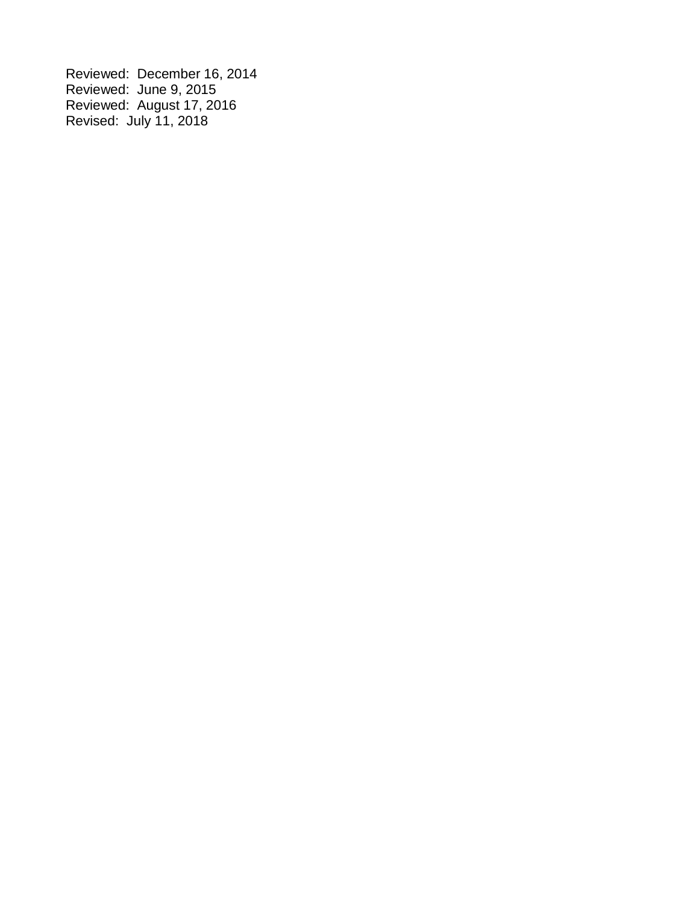Reviewed: December 16, 2014
Reviewed: June 9, 2015
Reviewed: August 17, 2016
Revised: July 11, 2018